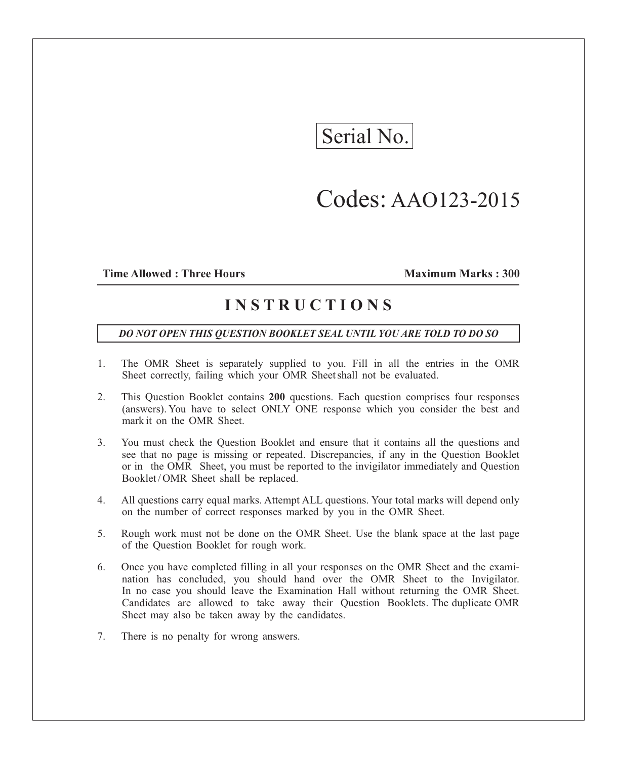Serial No.

# Codes: AAO123-2015

**Time Allowed : Three Hours** **Maximum Marks : 300**

## INSTRUCTIONS

***DO NOT OPEN THIS QUESTION BOOKLET SEAL UNTIL YOU ARE TOLD TO DO SO***

1. The OMR Sheet is separately supplied to you. Fill in all the entries in the OMR Sheet correctly, failing which your OMR Sheet shall not be evaluated.
2. This Question Booklet contains **200** questions. Each question comprises four responses (answers). You have to select ONLY ONE response which you consider the best and mark it on the OMR Sheet.
3. You must check the Question Booklet and ensure that it contains all the questions and see that no page is missing or repeated. Discrepancies, if any in the Question Booklet or in the OMR Sheet, you must be reported to the invigilator immediately and Question Booklet / OMR Sheet shall be replaced.
4. All questions carry equal marks. Attempt ALL questions. Your total marks will depend only on the number of correct responses marked by you in the OMR Sheet.
5. Rough work must not be done on the OMR Sheet. Use the blank space at the last page of the Question Booklet for rough work.
6. Once you have completed filling in all your responses on the OMR Sheet and the examination has concluded, you should hand over the OMR Sheet to the Invigilator. In no case you should leave the Examination Hall without returning the OMR Sheet. Candidates are allowed to take away their Question Booklets. The duplicate OMR Sheet may also be taken away by the candidates.
7. There is no penalty for wrong answers.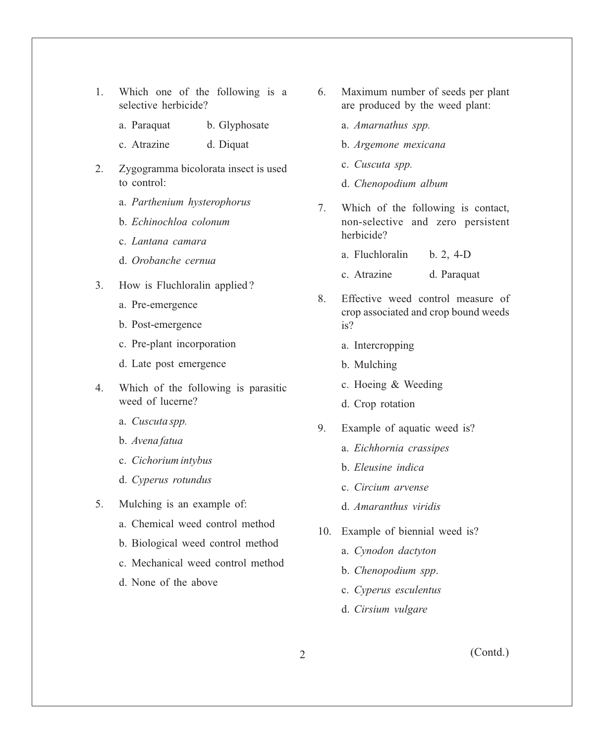1. Which one of the following is a selective herbicide?

   a. Paraquat　　b. Glyphosate

   c. Atrazine　　d. Diquat

2. Zygogramma bicolorata insect is used to control:

   a. *Parthenium hysterophorus*

   b. *Echinochloa colonum*

   c. *Lantana camara*

   d. *Orobanche cernua*

3. How is Fluchloralin applied?

   a. Pre-emergence

   b. Post-emergence

   c. Pre-plant incorporation

   d. Late post emergence

4. Which of the following is parasitic weed of lucerne?

   a. *Cuscuta spp.*

   b. *Avena fatua*

   c. *Cichorium intybus*

   d. *Cyperus rotundus*

5. Mulching is an example of:

   a. Chemical weed control method

   b. Biological weed control method

   c. Mechanical weed control method

   d. None of the above

6. Maximum number of seeds per plant are produced by the weed plant:

   a. *Amarnathus spp.*

   b. *Argemone mexicana*

   c. *Cuscuta spp.*

   d. *Chenopodium album*

7. Which of the following is contact, non-selective and zero persistent herbicide?

   a. Fluchloralin　　b. 2, 4-D

   c. Atrazine　　d. Paraquat

8. Effective weed control measure of crop associated and crop bound weeds is?

   a. Intercropping

   b. Mulching

   c. Hoeing & Weeding

   d. Crop rotation

9. Example of aquatic weed is?

   a. *Eichhornia crassipes*

   b. *Eleusine indica*

   c. *Circium arvense*

   d. *Amaranthus viridis*

10. Example of biennial weed is?

    a. *Cynodon dactyton*

    b. *Chenopodium spp*.

    c. *Cyperus esculentus*

    d. *Cirsium vulgare*

(Contd.)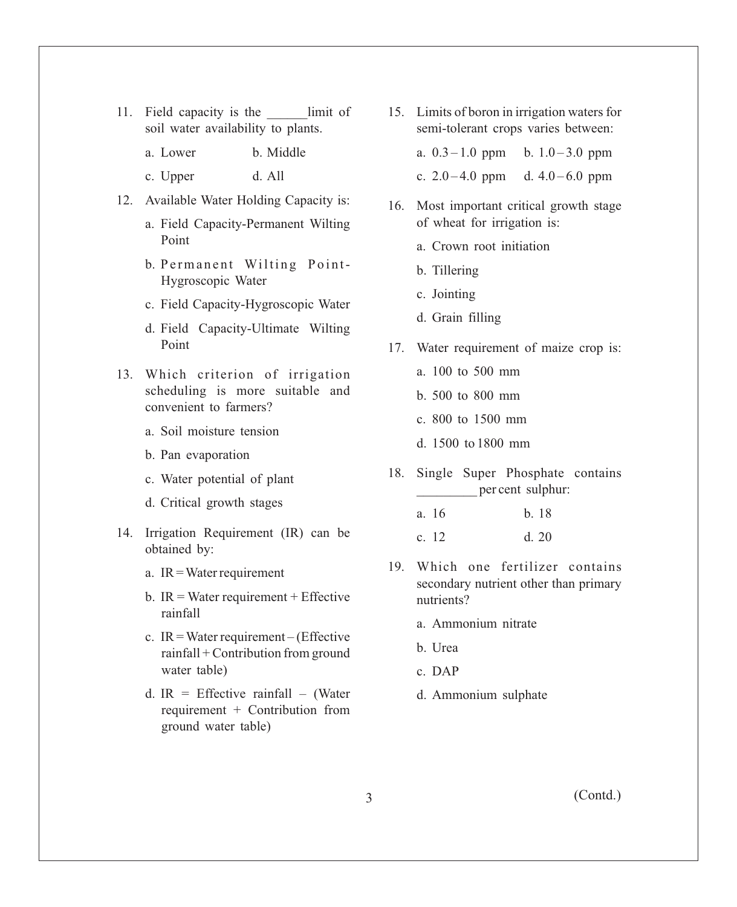11. Field capacity is the ______limit of soil water availability to plants.

    a. Lower　　b. Middle

    c. Upper　　d. All

12. Available Water Holding Capacity is:

    a. Field Capacity-Permanent Wilting Point

    b. Permanent Wilting Point-Hygroscopic Water

    c. Field Capacity-Hygroscopic Water

    d. Field Capacity-Ultimate Wilting Point

13. Which criterion of irrigation scheduling is more suitable and convenient to farmers?

    a. Soil moisture tension

    b. Pan evaporation

    c. Water potential of plant

    d. Critical growth stages

14. Irrigation Requirement (IR) can be obtained by:

    a. IR = Water requirement

    b. IR = Water requirement + Effective rainfall

    c. IR = Water requirement – (Effective rainfall + Contribution from ground water table)

    d. IR = Effective rainfall – (Water requirement + Contribution from ground water table)

15. Limits of boron in irrigation waters for semi-tolerant crops varies between:

    a. 0.3 – 1.0 ppm　　b. 1.0 – 3.0 ppm

    c. 2.0 – 4.0 ppm　　d. 4.0 – 6.0 ppm

16. Most important critical growth stage of wheat for irrigation is:

    a. Crown root initiation

    b. Tillering

    c. Jointing

    d. Grain filling

17. Water requirement of maize crop is:

    a. 100 to 500 mm

    b. 500 to 800 mm

    c. 800 to 1500 mm

    d. 1500 to 1800 mm

18. Single Super Phosphate contains _________ per cent sulphur:

    a. 16　　b. 18

    c. 12　　d. 20

19. Which one fertilizer contains secondary nutrient other than primary nutrients?

    a. Ammonium nitrate

    b. Urea

    c. DAP

    d. Ammonium sulphate

(Contd.)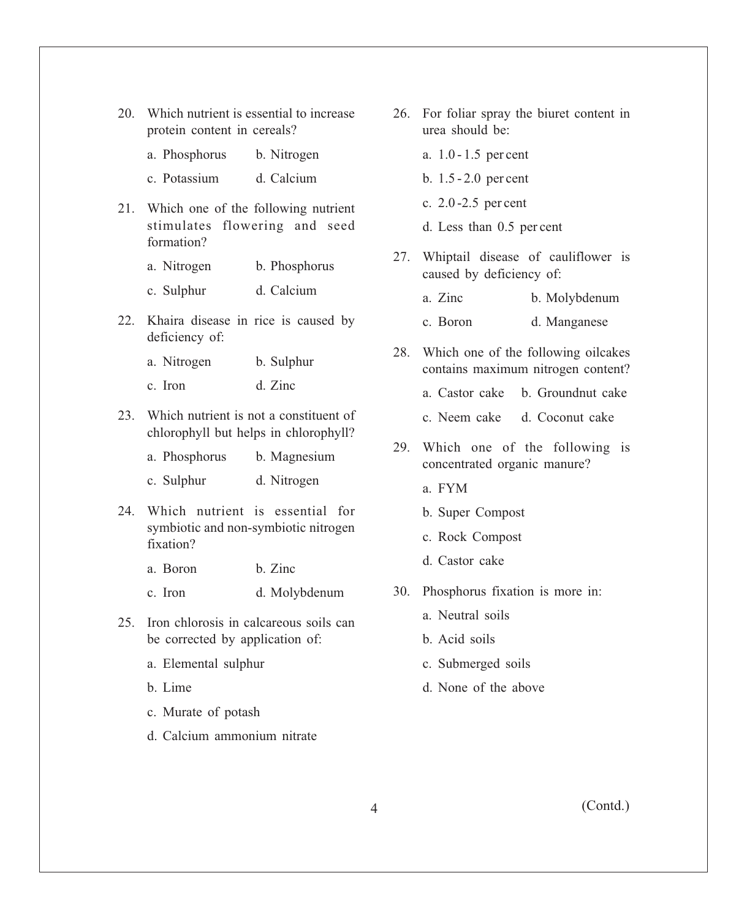20. Which nutrient is essential to increase protein content in cereals?

    a. Phosphorus b. Nitrogen

    c. Potassium d. Calcium

21. Which one of the following nutrient stimulates flowering and seed formation?

    a. Nitrogen b. Phosphorus

    c. Sulphur d. Calcium

22. Khaira disease in rice is caused by deficiency of:

    a. Nitrogen b. Sulphur

    c. Iron d. Zinc

23. Which nutrient is not a constituent of chlorophyll but helps in chlorophyll?

    a. Phosphorus b. Magnesium

    c. Sulphur d. Nitrogen

24. Which nutrient is essential for symbiotic and non-symbiotic nitrogen fixation?

    a. Boron b. Zinc

    c. Iron d. Molybdenum

25. Iron chlorosis in calcareous soils can be corrected by application of:

    a. Elemental sulphur

    b. Lime

    c. Murate of potash

    d. Calcium ammonium nitrate

26. For foliar spray the biuret content in urea should be:

    a. 1.0 - 1.5 per cent

    b. 1.5 - 2.0 per cent

    c. 2.0 -2.5 per cent

    d. Less than 0.5 per cent

27. Whiptail disease of cauliflower is caused by deficiency of:

    a. Zinc b. Molybdenum

    c. Boron d. Manganese

28. Which one of the following oilcakes contains maximum nitrogen content?

    a. Castor cake b. Groundnut cake

    c. Neem cake d. Coconut cake

29. Which one of the following is concentrated organic manure?

    a. FYM

    b. Super Compost

    c. Rock Compost

    d. Castor cake

30. Phosphorus fixation is more in:

    a. Neutral soils

    b. Acid soils

    c. Submerged soils

    d. None of the above

(Contd.)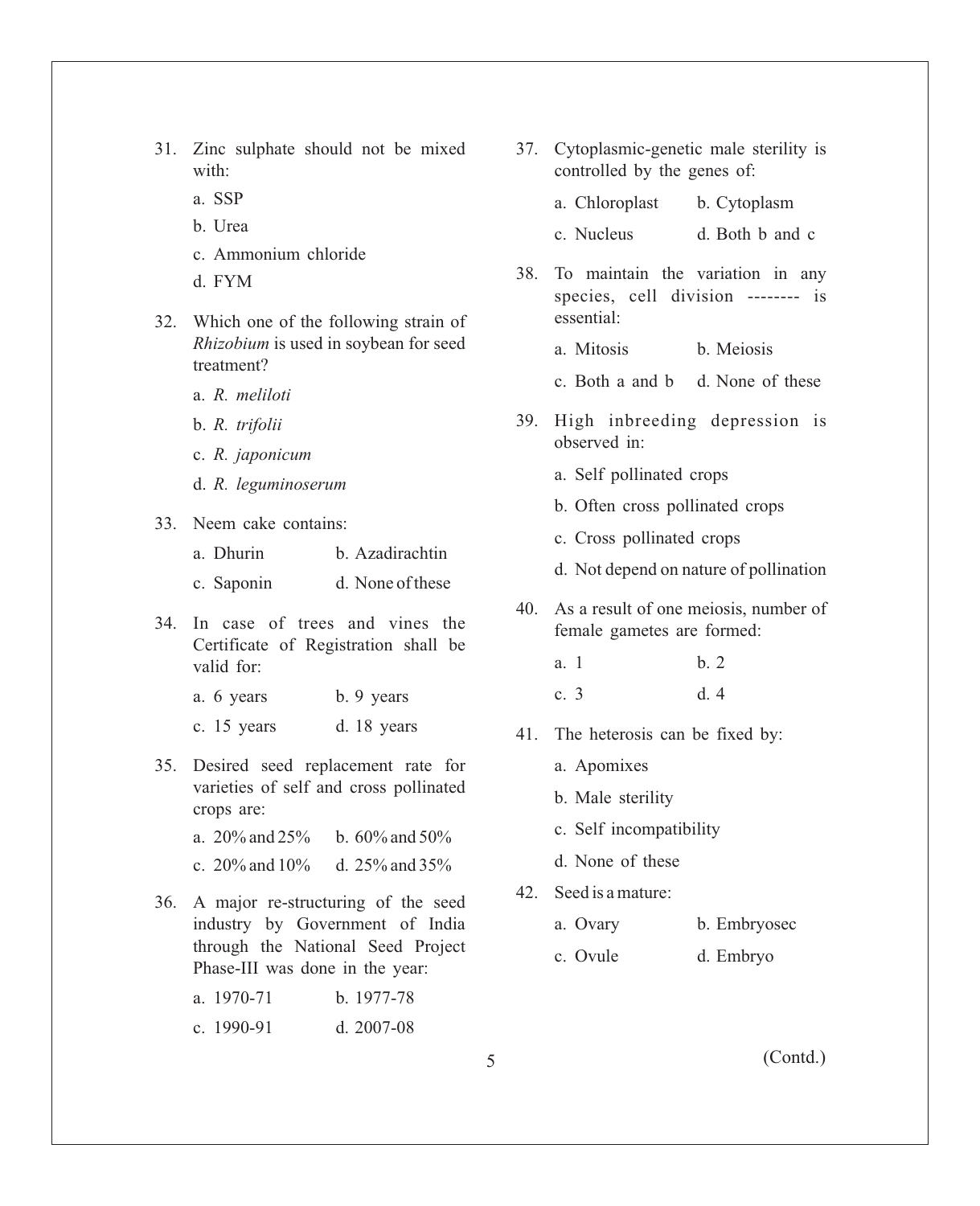31. Zinc sulphate should not be mixed with:

    a. SSP

    b. Urea

    c. Ammonium chloride

    d. FYM

32. Which one of the following strain of *Rhizobium* is used in soybean for seed treatment?

    a. *R. meliloti*

    b. *R. trifolii*

    c. *R. japonicum*

    d. *R. leguminoserum*

33. Neem cake contains:

    a. Dhurin &nbsp;&nbsp;&nbsp;&nbsp; b. Azadirachtin

    c. Saponin &nbsp;&nbsp;&nbsp;&nbsp; d. None of these

34. In case of trees and vines the Certificate of Registration shall be valid for:

    a. 6 years &nbsp;&nbsp;&nbsp;&nbsp; b. 9 years

    c. 15 years &nbsp;&nbsp;&nbsp;&nbsp; d. 18 years

35. Desired seed replacement rate for varieties of self and cross pollinated crops are:

    a. 20% and 25% &nbsp;&nbsp;&nbsp;&nbsp; b. 60% and 50%

    c. 20% and 10% &nbsp;&nbsp;&nbsp;&nbsp; d. 25% and 35%

36. A major re-structuring of the seed industry by Government of India through the National Seed Project Phase-III was done in the year:

    a. 1970-71 &nbsp;&nbsp;&nbsp;&nbsp; b. 1977-78

    c. 1990-91 &nbsp;&nbsp;&nbsp;&nbsp; d. 2007-08

37. Cytoplasmic-genetic male sterility is controlled by the genes of:

    a. Chloroplast &nbsp;&nbsp;&nbsp;&nbsp; b. Cytoplasm

    c. Nucleus &nbsp;&nbsp;&nbsp;&nbsp; d. Both b and c

38. To maintain the variation in any species, cell division -------- is essential:

    a. Mitosis &nbsp;&nbsp;&nbsp;&nbsp; b. Meiosis

    c. Both a and b &nbsp;&nbsp;&nbsp;&nbsp; d. None of these

39. High inbreeding depression is observed in:

    a. Self pollinated crops

    b. Often cross pollinated crops

    c. Cross pollinated crops

    d. Not depend on nature of pollination

40. As a result of one meiosis, number of female gametes are formed:

    a. 1 &nbsp;&nbsp;&nbsp;&nbsp; b. 2

    c. 3 &nbsp;&nbsp;&nbsp;&nbsp; d. 4

41. The heterosis can be fixed by:

    a. Apomixes

    b. Male sterility

    c. Self incompatibility

    d. None of these

42. Seed is a mature:

    a. Ovary &nbsp;&nbsp;&nbsp;&nbsp; b. Embryosec

    c. Ovule &nbsp;&nbsp;&nbsp;&nbsp; d. Embryo

(Contd.)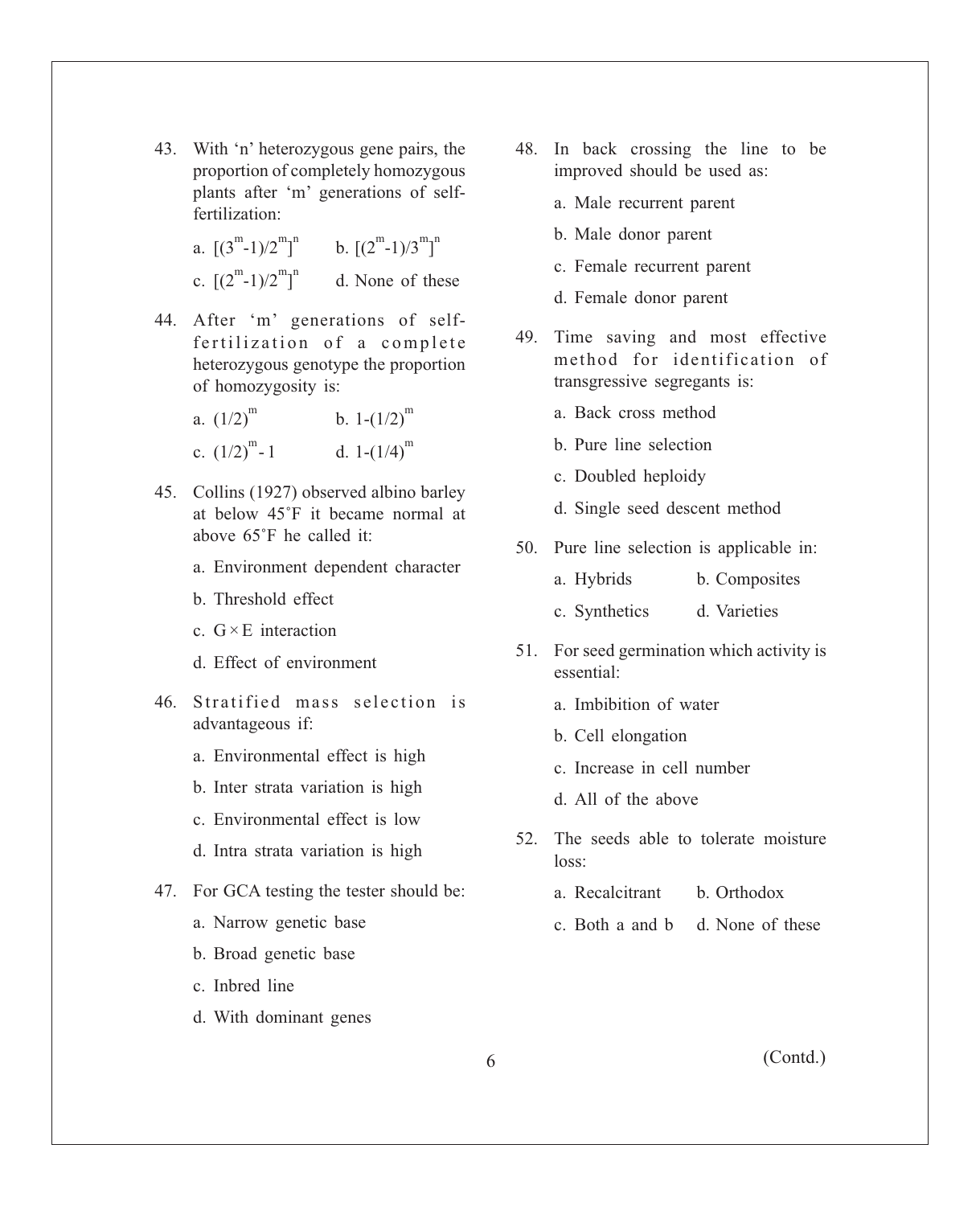43. With 'n' heterozygous gene pairs, the proportion of completely homozygous plants after 'm' generations of self-fertilization:

    a. $[(3^m-1)/2^m]^n$    b. $[(2^m-1)/3^m]^n$

    c. $[(2^m-1)/2^m]^n$    d. None of these

44. After 'm' generations of self-fertilization of a complete heterozygous genotype the proportion of homozygosity is:

    a. $(1/2)^m$    b. $1-(1/2)^m$

    c. $(1/2)^m-1$    d. $1-(1/4)^m$

45. Collins (1927) observed albino barley at below 45˚F it became normal at above 65˚F he called it:

    a. Environment dependent character

    b. Threshold effect

    c. $G \times E$ interaction

    d. Effect of environment

46. Stratified mass selection is advantageous if:

    a. Environmental effect is high

    b. Inter strata variation is high

    c. Environmental effect is low

    d. Intra strata variation is high

47. For GCA testing the tester should be:

    a. Narrow genetic base

    b. Broad genetic base

    c. Inbred line

    d. With dominant genes

48. In back crossing the line to be improved should be used as:

    a. Male recurrent parent

    b. Male donor parent

    c. Female recurrent parent

    d. Female donor parent

49. Time saving and most effective method for identification of transgressive segregants is:

    a. Back cross method

    b. Pure line selection

    c. Doubled heploidy

    d. Single seed descent method

50. Pure line selection is applicable in:

    a. Hybrids    b. Composites

    c. Synthetics    d. Varieties

51. For seed germination which activity is essential:

    a. Imbibition of water

    b. Cell elongation

    c. Increase in cell number

    d. All of the above

52. The seeds able to tolerate moisture loss:

    a. Recalcitrant    b. Orthodox

    c. Both a and b    d. None of these

(Contd.)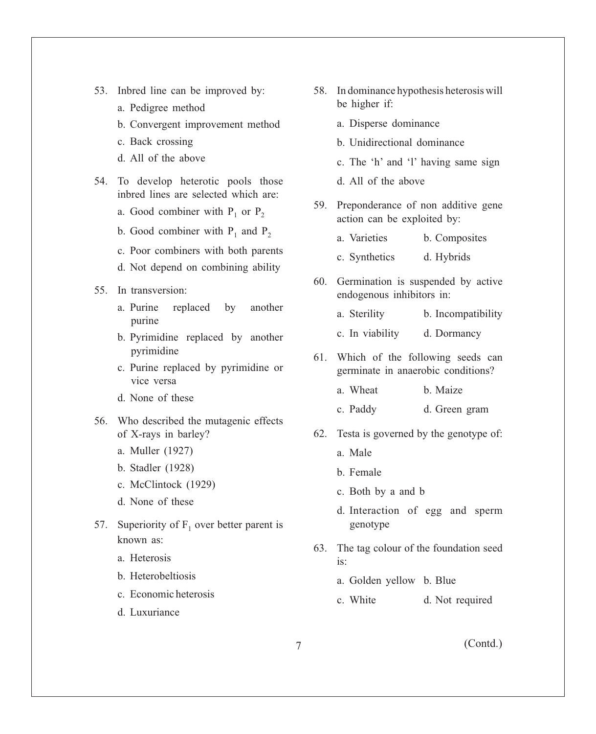53. Inbred line can be improved by:
    a. Pedigree method
    b. Convergent improvement method
    c. Back crossing
    d. All of the above

54. To develop heterotic pools those inbred lines are selected which are:
    a. Good combiner with $P_1$ or $P_2$
    b. Good combiner with $P_1$ and $P_2$
    c. Poor combiners with both parents
    d. Not depend on combining ability

55. In transversion:
    a. Purine replaced by another purine
    b. Pyrimidine replaced by another pyrimidine
    c. Purine replaced by pyrimidine or vice versa
    d. None of these

56. Who described the mutagenic effects of X-rays in barley?
    a. Muller (1927)
    b. Stadler (1928)
    c. McClintock (1929)
    d. None of these

57. Superiority of $F_1$ over better parent is known as:
    a. Heterosis
    b. Heterobeltiosis
    c. Economic heterosis
    d. Luxuriance

58. In dominance hypothesis heterosis will be higher if:
    a. Disperse dominance
    b. Unidirectional dominance
    c. The 'h' and 'l' having same sign
    d. All of the above

59. Preponderance of non additive gene action can be exploited by:
    a. Varieties
    b. Composites
    c. Synthetics
    d. Hybrids

60. Germination is suspended by active endogenous inhibitors in:
    a. Sterility
    b. Incompatibility
    c. In viability
    d. Dormancy

61. Which of the following seeds can germinate in anaerobic conditions?
    a. Wheat
    b. Maize
    c. Paddy
    d. Green gram

62. Testa is governed by the genotype of:
    a. Male
    b. Female
    c. Both by a and b
    d. Interaction of egg and sperm genotype

63. The tag colour of the foundation seed is:
    a. Golden yellow
    b. Blue
    c. White
    d. Not required

(Contd.)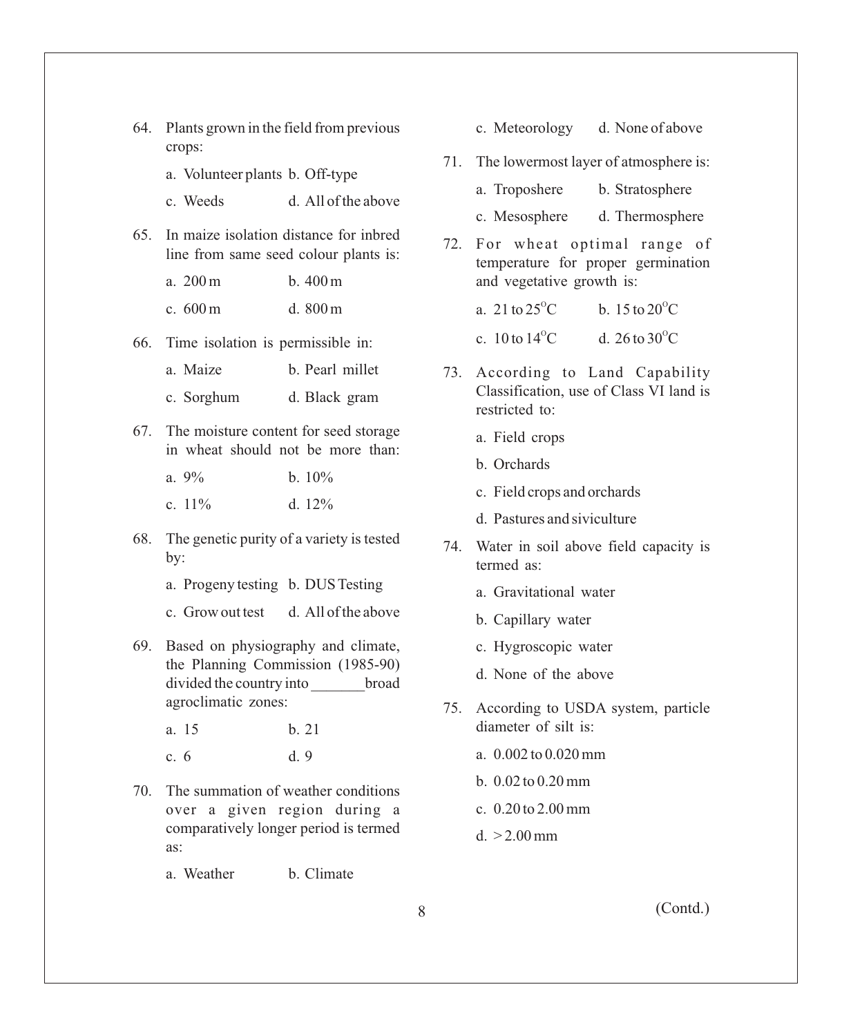64. Plants grown in the field from previous crops:

    a. Volunteer plants b. Off-type

    c. Weeds d. All of the above

65. In maize isolation distance for inbred line from same seed colour plants is:

    a. 200 m b. 400 m

    c. 600 m d. 800 m

66. Time isolation is permissible in:

    a. Maize b. Pearl millet

    c. Sorghum d. Black gram

67. The moisture content for seed storage in wheat should not be more than:

    a. 9% b. 10%

    c. 11% d. 12%

68. The genetic purity of a variety is tested by:

    a. Progeny testing b. DUS Testing

    c. Grow out test d. All of the above

69. Based on physiography and climate, the Planning Commission (1985-90) divided the country into _______ broad agroclimatic zones:

    a. 15 b. 21

    c. 6 d. 9

70. The summation of weather conditions over a given region during a comparatively longer period is termed as:

    a. Weather b. Climate

    c. Meteorology d. None of above

71. The lowermost layer of atmosphere is:

    a. Troposhere b. Stratosphere

    c. Mesosphere d. Thermosphere

72. For wheat optimal range of temperature for proper germination and vegetative growth is:

    a. 21 to 25$^o$C b. 15 to 20$^o$C

    c. 10 to 14$^o$C d. 26 to 30$^o$C

73. According to Land Capability Classification, use of Class VI land is restricted to:

    a. Field crops

    b. Orchards

    c. Field crops and orchards

    d. Pastures and siviculture

74. Water in soil above field capacity is termed as:

    a. Gravitational water

    b. Capillary water

    c. Hygroscopic water

    d. None of the above

75. According to USDA system, particle diameter of silt is:

    a. 0.002 to 0.020 mm

    b. 0.02 to 0.20 mm

    c. 0.20 to 2.00 mm

    d. > 2.00 mm

(Contd.)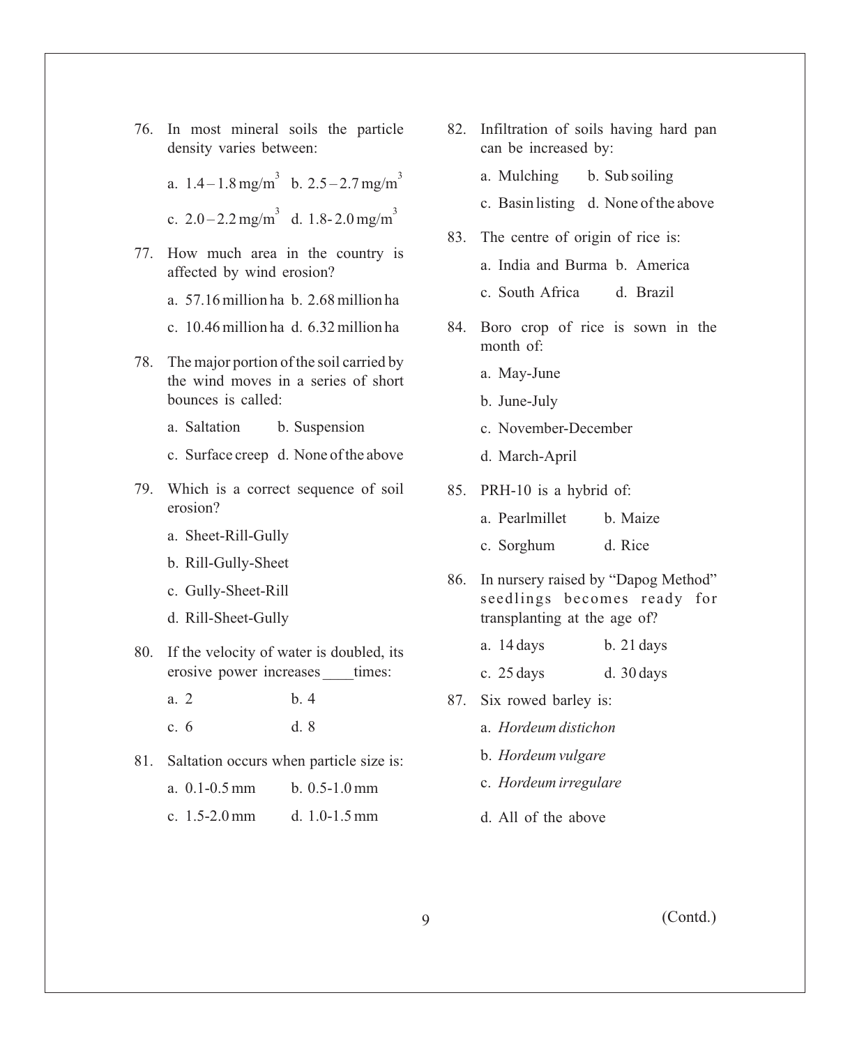76. In most mineral soils the particle density varies between:

    a. $1.4 – 1.8 \text{ mg/m}^3$  b. $2.5 – 2.7 \text{ mg/m}^3$

    c. $2.0 – 2.2 \text{ mg/m}^3$  d. $1.8 - 2.0 \text{ mg/m}^3$

77. How much area in the country is affected by wind erosion?

    a. 57.16 million ha  b. 2.68 million ha

    c. 10.46 million ha  d. 6.32 million ha

78. The major portion of the soil carried by the wind moves in a series of short bounces is called:

    a. Saltation  b. Suspension

    c. Surface creep  d. None of the above

79. Which is a correct sequence of soil erosion?

    a. Sheet-Rill-Gully

    b. Rill-Gully-Sheet

    c. Gully-Sheet-Rill

    d. Rill-Sheet-Gully

80. If the velocity of water is doubled, its erosive power increases ____times:

    a. 2  b. 4

    c. 6  d. 8

81. Saltation occurs when particle size is:

    a. 0.1-0.5 mm  b. 0.5-1.0 mm

    c. 1.5-2.0 mm  d. 1.0-1.5 mm

82. Infiltration of soils having hard pan can be increased by:

    a. Mulching  b. Sub soiling

    c. Basin listing  d. None of the above

83. The centre of origin of rice is:

    a. India and Burma  b. America

    c. South Africa  d. Brazil

84. Boro crop of rice is sown in the month of:

    a. May-June

    b. June-July

    c. November-December

    d. March-April

85. PRH-10 is a hybrid of:

    a. Pearlmillet  b. Maize

    c. Sorghum  d. Rice

86. In nursery raised by "Dapog Method" seedlings becomes ready for transplanting at the age of?

    a. 14 days  b. 21 days

    c. 25 days  d. 30 days

87. Six rowed barley is:

    a. *Hordeum distichon*

    b. *Hordeum vulgare*

    c. *Hordeum irregulare*

    d. All of the above

(Contd.)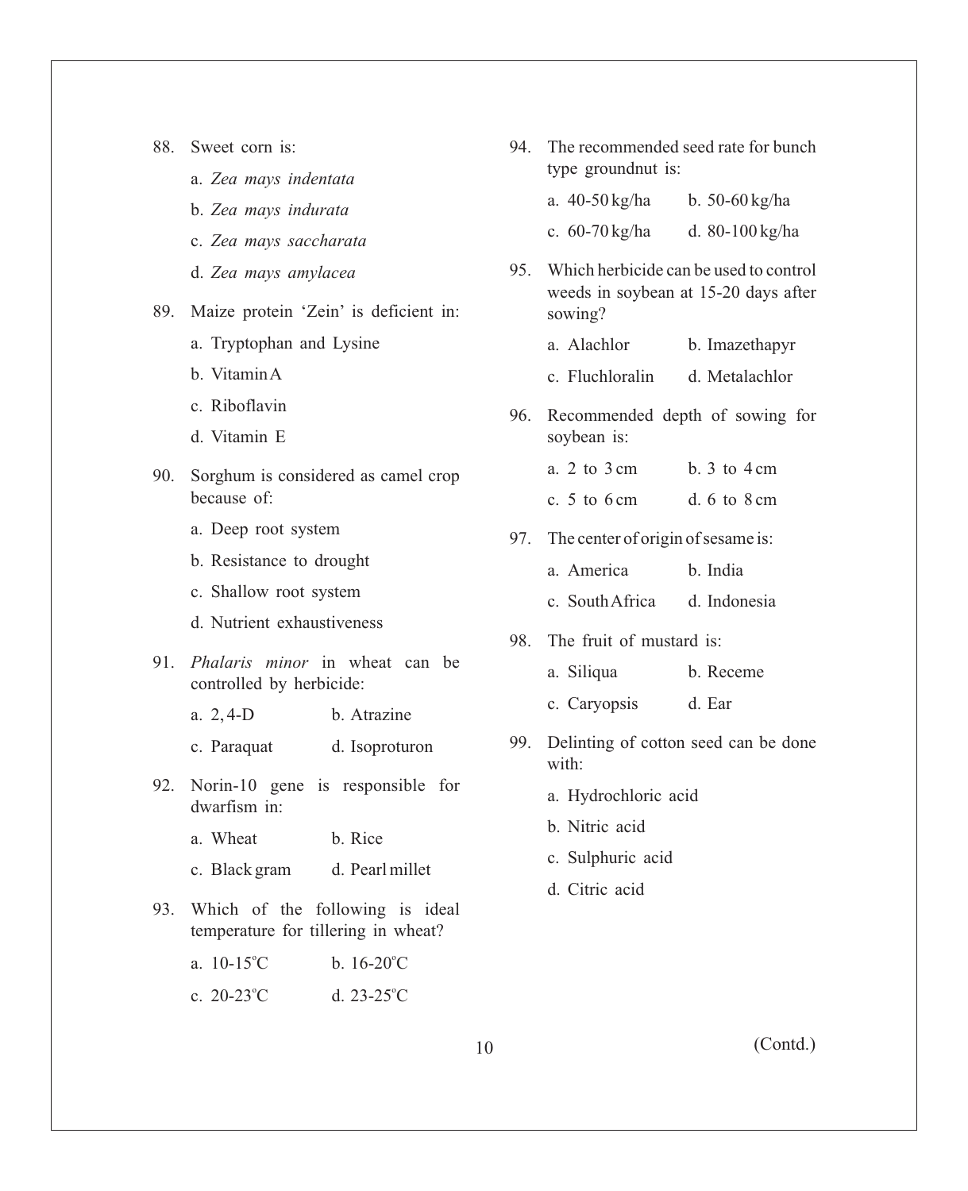88. Sweet corn is:

    a. *Zea mays indentata*

    b. *Zea mays indurata*

    c. *Zea mays saccharata*

    d. *Zea mays amylacea*

89. Maize protein 'Zein' is deficient in:

    a. Tryptophan and Lysine

    b. Vitamin A

    c. Riboflavin

    d. Vitamin E

90. Sorghum is considered as camel crop because of:

    a. Deep root system

    b. Resistance to drought

    c. Shallow root system

    d. Nutrient exhaustiveness

91. *Phalaris minor* in wheat can be controlled by herbicide:

    a. 2, 4-D  b. Atrazine

    c. Paraquat  d. Isoproturon

92. Norin-10 gene is responsible for dwarfism in:

    a. Wheat  b. Rice

    c. Black gram  d. Pearl millet

93. Which of the following is ideal temperature for tillering in wheat?

    a. 10-15°C  b. 16-20°C

    c. 20-23°C  d. 23-25°C

94. The recommended seed rate for bunch type groundnut is:

    a. 40-50 kg/ha  b. 50-60 kg/ha

    c. 60-70 kg/ha  d. 80-100 kg/ha

95. Which herbicide can be used to control weeds in soybean at 15-20 days after sowing?

    a. Alachlor  b. Imazethapyr

    c. Fluchloralin  d. Metalachlor

96. Recommended depth of sowing for soybean is:

    a. 2 to 3 cm  b. 3 to 4 cm

    c. 5 to 6 cm  d. 6 to 8 cm

97. The center of origin of sesame is:

    a. America  b. India

    c. South Africa  d. Indonesia

98. The fruit of mustard is:

    a. Siliqua  b. Receme

    c. Caryopsis  d. Ear

99. Delinting of cotton seed can be done with:

    a. Hydrochloric acid

    b. Nitric acid

    c. Sulphuric acid

    d. Citric acid

(Contd.)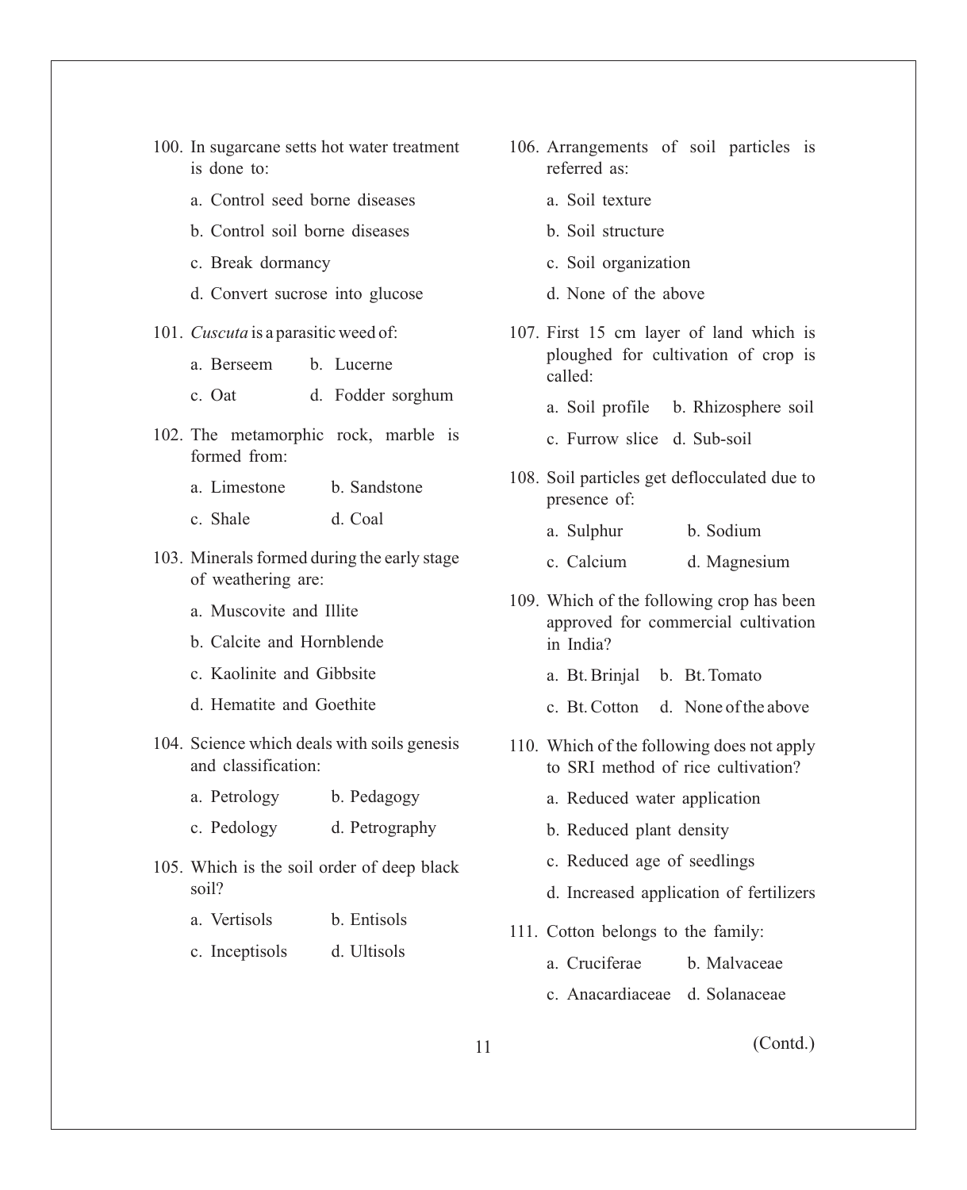100. In sugarcane setts hot water treatment is done to:

 a. Control seed borne diseases

 b. Control soil borne diseases

 c. Break dormancy

 d. Convert sucrose into glucose

101. *Cuscuta* is a parasitic weed of:

 a. Berseem  b. Lucerne

 c. Oat  d. Fodder sorghum

102. The metamorphic rock, marble is formed from:

 a. Limestone  b. Sandstone

 c. Shale  d. Coal

103. Minerals formed during the early stage of weathering are:

 a. Muscovite and Illite

 b. Calcite and Hornblende

 c. Kaolinite and Gibbsite

 d. Hematite and Goethite

104. Science which deals with soils genesis and classification:

 a. Petrology  b. Pedagogy

 c. Pedology  d. Petrography

105. Which is the soil order of deep black soil?

 a. Vertisols  b. Entisols

 c. Inceptisols  d. Ultisols

106. Arrangements of soil particles is referred as:

 a. Soil texture

 b. Soil structure

 c. Soil organization

 d. None of the above

107. First 15 cm layer of land which is ploughed for cultivation of crop is called:

 a. Soil profile  b. Rhizosphere soil

 c. Furrow slice  d. Sub-soil

108. Soil particles get deflocculated due to presence of:

 a. Sulphur  b. Sodium

 c. Calcium  d. Magnesium

109. Which of the following crop has been approved for commercial cultivation in India?

 a. Bt. Brinjal  b. Bt. Tomato

 c. Bt. Cotton  d. None of the above

110. Which of the following does not apply to SRI method of rice cultivation?

 a. Reduced water application

 b. Reduced plant density

 c. Reduced age of seedlings

 d. Increased application of fertilizers

111. Cotton belongs to the family:

 a. Cruciferae  b. Malvaceae

 c. Anacardiaceae  d. Solanaceae

(Contd.)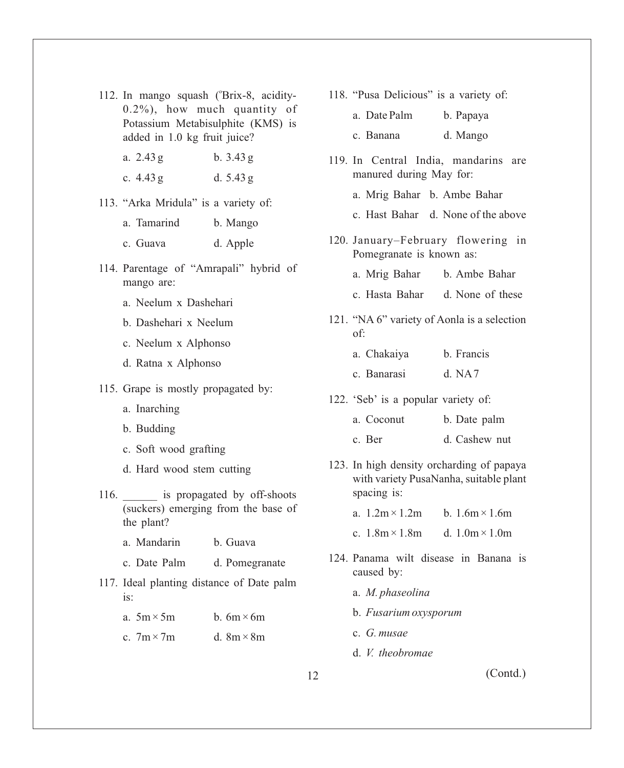112. In mango squash (°Brix-8, acidity-0.2%), how much quantity of Potassium Metabisulphite (KMS) is added in 1.0 kg fruit juice?

a. 2.43 g	b. 3.43 g

c. 4.43 g	d. 5.43 g

113. "Arka Mridula" is a variety of:

a. Tamarind	b. Mango

c. Guava	d. Apple

114. Parentage of "Amrapali" hybrid of mango are:

a. Neelum x Dashehari

b. Dashehari x Neelum

c. Neelum x Alphonso

d. Ratna x Alphonso

115. Grape is mostly propagated by:

a. Inarching

b. Budding

c. Soft wood grafting

d. Hard wood stem cutting

116. ______ is propagated by off-shoots (suckers) emerging from the base of the plant?

a. Mandarin	b. Guava

c. Date Palm	d. Pomegranate

117. Ideal planting distance of Date palm is:

a. $5m \times 5m$	b. $6m \times 6m$

c. $7m \times 7m$	d. $8m \times 8m$

118. "Pusa Delicious" is a variety of:

a. Date Palm	b. Papaya

c. Banana	d. Mango

119. In Central India, mandarins are manured during May for:

a. Mrig Bahar	b. Ambe Bahar

c. Hast Bahar	d. None of the above

120. January–February flowering in Pomegranate is known as:

a. Mrig Bahar	b. Ambe Bahar

c. Hasta Bahar	d. None of these

121. "NA 6" variety of Aonla is a selection of:

a. Chakaiya	b. Francis

c. Banarasi	d. NA7

122. 'Seb' is a popular variety of:

a. Coconut	b. Date palm

c. Ber	d. Cashew nut

123. In high density orcharding of papaya with variety PusaNanha, suitable plant spacing is:

a. $1.2m \times 1.2m$	b. $1.6m \times 1.6m$

c. $1.8m \times 1.8m$	d. $1.0m \times 1.0m$

124. Panama wilt disease in Banana is caused by:

a. *M. phaseolina*

b. *Fusarium oxysporum*

c. *G. musae*

d. *V. theobromae*

(Contd.)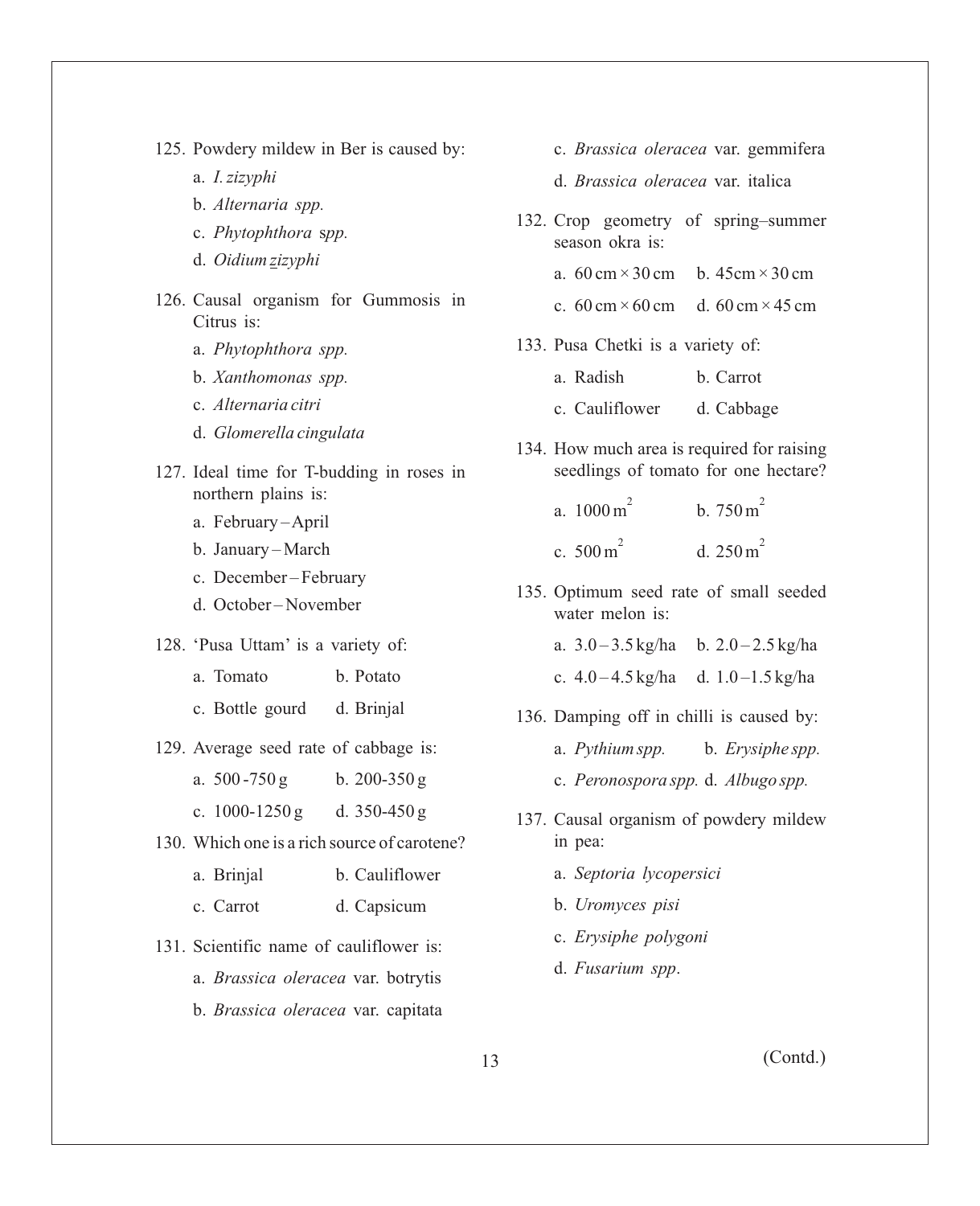125. Powdery mildew in Ber is caused by:
   a. *I. zizyphi*
   b. *Alternaria spp.*
   c. *Phytophthora spp.*
   d. *Oidium zizyphi*

126. Causal organism for Gummosis in Citrus is:
   a. *Phytophthora spp.*
   b. *Xanthomonas spp.*
   c. *Alternaria citri*
   d. *Glomerella cingulata*

127. Ideal time for T-budding in roses in northern plains is:
   a. February – April
   b. January – March
   c. December – February
   d. October – November

128. 'Pusa Uttam' is a variety of:
   a. Tomato  b. Potato
   c. Bottle gourd  d. Brinjal

129. Average seed rate of cabbage is:
   a. 500 -750 g  b. 200-350 g
   c. 1000-1250 g  d. 350-450 g

130. Which one is a rich source of carotene?
   a. Brinjal  b. Cauliflower
   c. Carrot  d. Capsicum

131. Scientific name of cauliflower is:
   a. *Brassica oleracea* var. botrytis
   b. *Brassica oleracea* var. capitata
   c. *Brassica oleracea* var. gemmifera
   d. *Brassica oleracea* var. italica

132. Crop geometry of spring–summer season okra is:
   a. 60 cm × 30 cm  b. 45cm × 30 cm
   c. 60 cm × 60 cm  d. 60 cm × 45 cm

133. Pusa Chetki is a variety of:
   a. Radish  b. Carrot
   c. Cauliflower  d. Cabbage

134. How much area is required for raising seedlings of tomato for one hectare?
   a. $1000\,m^2$  b. $750\,m^2$
   c. $500\,m^2$  d. $250\,m^2$

135. Optimum seed rate of small seeded water melon is:
   a. 3.0 – 3.5 kg/ha  b. 2.0 – 2.5 kg/ha
   c. 4.0 – 4.5 kg/ha  d. 1.0 –1.5 kg/ha

136. Damping off in chilli is caused by:
   a. *Pythium spp.*  b. *Erysiphe spp.*
   c. *Peronospora spp.*  d. *Albugo spp.*

137. Causal organism of powdery mildew in pea:
   a. *Septoria lycopersici*
   b. *Uromyces pisi*
   c. *Erysiphe polygoni*
   d. *Fusarium spp*.

(Contd.)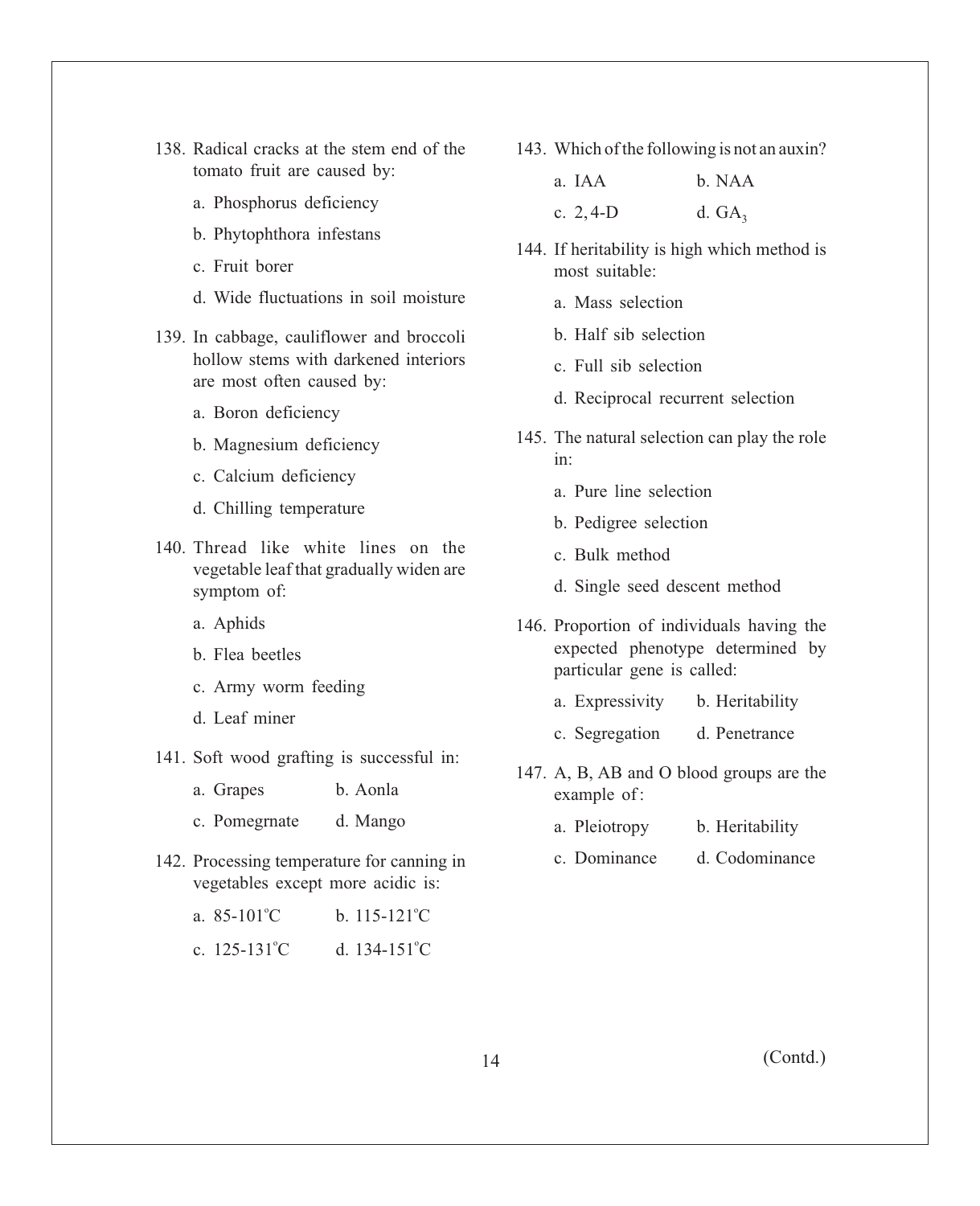138. Radical cracks at the stem end of the tomato fruit are caused by:

   a. Phosphorus deficiency

   b. Phytophthora infestans

   c. Fruit borer

   d. Wide fluctuations in soil moisture

139. In cabbage, cauliflower and broccoli hollow stems with darkened interiors are most often caused by:

   a. Boron deficiency

   b. Magnesium deficiency

   c. Calcium deficiency

   d. Chilling temperature

140. Thread like white lines on the vegetable leaf that gradually widen are symptom of:

   a. Aphids

   b. Flea beetles

   c. Army worm feeding

   d. Leaf miner

141. Soft wood grafting is successful in:

   a. Grapes    b. Aonla

   c. Pomegrnate    d. Mango

142. Processing temperature for canning in vegetables except more acidic is:

   a. 85-101°C    b. 115-121°C

   c. 125-131°C    d. 134-151°C

143. Which of the following is not an auxin?

   a. IAA    b. NAA

   c. 2,4-D    d. $GA_3$

144. If heritability is high which method is most suitable:

   a. Mass selection

   b. Half sib selection

   c. Full sib selection

   d. Reciprocal recurrent selection

145. The natural selection can play the role in:

   a. Pure line selection

   b. Pedigree selection

   c. Bulk method

   d. Single seed descent method

146. Proportion of individuals having the expected phenotype determined by particular gene is called:

   a. Expressivity    b. Heritability

   c. Segregation    d. Penetrance

147. A, B, AB and O blood groups are the example of:

   a. Pleiotropy    b. Heritability

   c. Dominance    d. Codominance

(Contd.)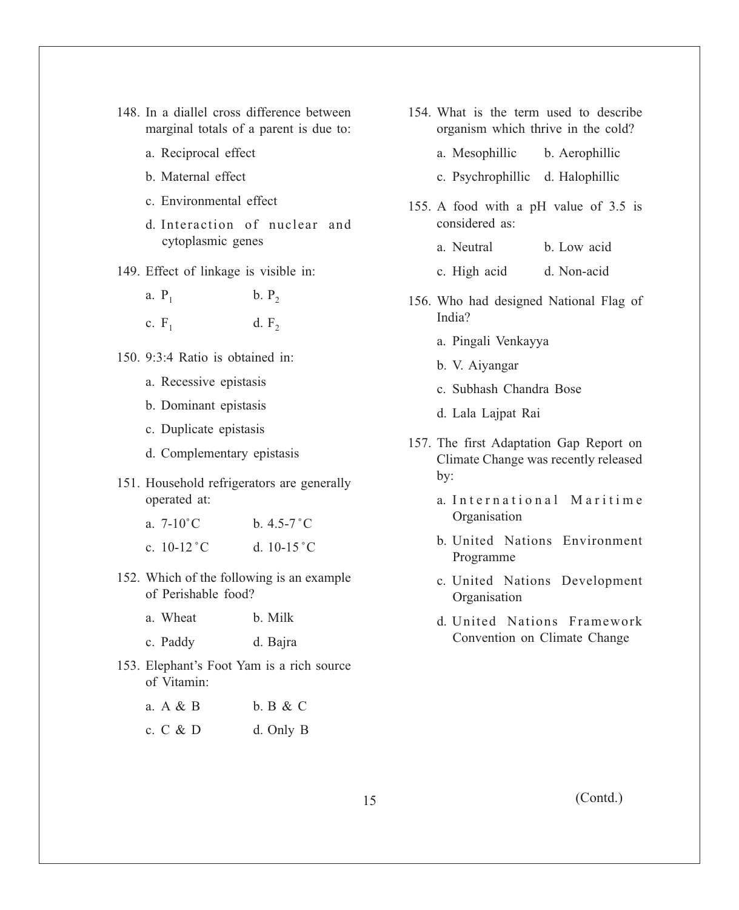148. In a diallel cross difference between marginal totals of a parent is due to:

   a. Reciprocal effect

   b. Maternal effect

   c. Environmental effect

   d. Interaction of nuclear and cytoplasmic genes

149. Effect of linkage is visible in:

   a. $P_1$ b. $P_2$

   c. $F_1$ d. $F_2$

150. 9:3:4 Ratio is obtained in:

   a. Recessive epistasis

   b. Dominant epistasis

   c. Duplicate epistasis

   d. Complementary epistasis

151. Household refrigerators are generally operated at:

   a. 7-10°C b. 4.5-7°C

   c. 10-12°C d. 10-15°C

152. Which of the following is an example of Perishable food?

   a. Wheat b. Milk

   c. Paddy d. Bajra

153. Elephant's Foot Yam is a rich source of Vitamin:

   a. A & B b. B & C

   c. C & D d. Only B

154. What is the term used to describe organism which thrive in the cold?

   a. Mesophillic b. Aerophillic

   c. Psychrophillic d. Halophillic

155. A food with a pH value of 3.5 is considered as:

   a. Neutral b. Low acid

   c. High acid d. Non-acid

156. Who had designed National Flag of India?

   a. Pingali Venkayya

   b. V. Aiyangar

   c. Subhash Chandra Bose

   d. Lala Lajpat Rai

157. The first Adaptation Gap Report on Climate Change was recently released by:

   a. International Maritime Organisation

   b. United Nations Environment Programme

   c. United Nations Development Organisation

   d. United Nations Framework Convention on Climate Change

(Contd.)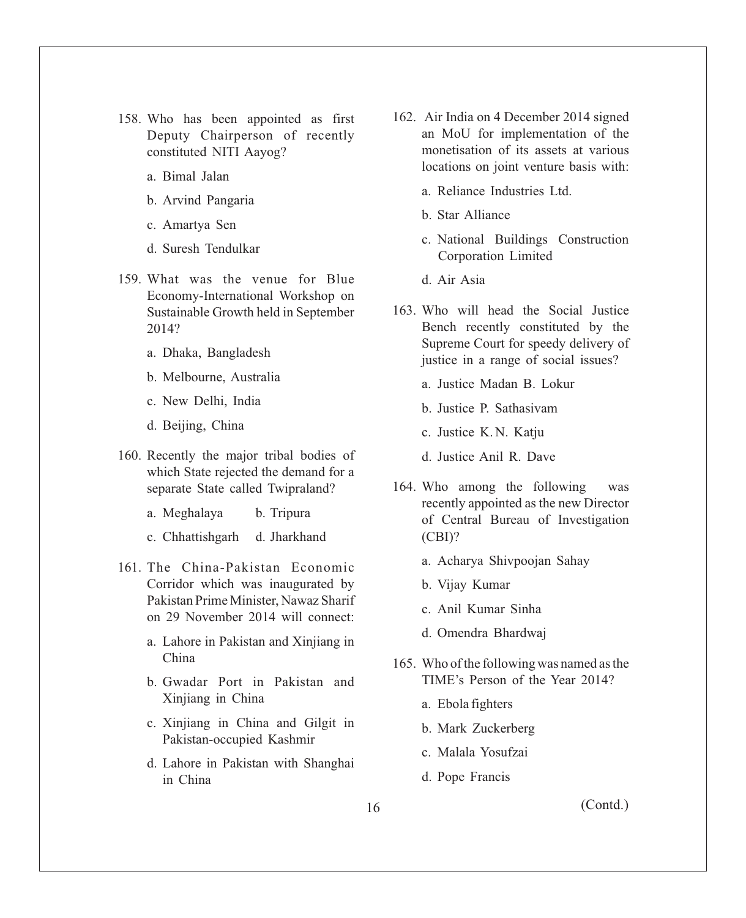158. Who has been appointed as first Deputy Chairperson of recently constituted NITI Aayog?

a. Bimal Jalan

b. Arvind Pangaria

c. Amartya Sen

d. Suresh Tendulkar

159. What was the venue for Blue Economy-International Workshop on Sustainable Growth held in September 2014?

a. Dhaka, Bangladesh

b. Melbourne, Australia

c. New Delhi, India

d. Beijing, China

160. Recently the major tribal bodies of which State rejected the demand for a separate State called Twipraland?

a. Meghalaya  b. Tripura

c. Chhattishgarh  d. Jharkhand

161. The China-Pakistan Economic Corridor which was inaugurated by Pakistan Prime Minister, Nawaz Sharif on 29 November 2014 will connect:

a. Lahore in Pakistan and Xinjiang in China

b. Gwadar Port in Pakistan and Xinjiang in China

c. Xinjiang in China and Gilgit in Pakistan-occupied Kashmir

d. Lahore in Pakistan with Shanghai in China

162. Air India on 4 December 2014 signed an MoU for implementation of the monetisation of its assets at various locations on joint venture basis with:

a. Reliance Industries Ltd.

b. Star Alliance

c. National Buildings Construction Corporation Limited

d. Air Asia

163. Who will head the Social Justice Bench recently constituted by the Supreme Court for speedy delivery of justice in a range of social issues?

a. Justice Madan B. Lokur

b. Justice P. Sathasivam

c. Justice K. N. Katju

d. Justice Anil R. Dave

164. Who among the following was recently appointed as the new Director of Central Bureau of Investigation (CBI)?

a. Acharya Shivpoojan Sahay

b. Vijay Kumar

c. Anil Kumar Sinha

d. Omendra Bhardwaj

165. Who of the following was named as the TIME's Person of the Year 2014?

a. Ebola fighters

b. Mark Zuckerberg

c. Malala Yosufzai

d. Pope Francis

(Contd.)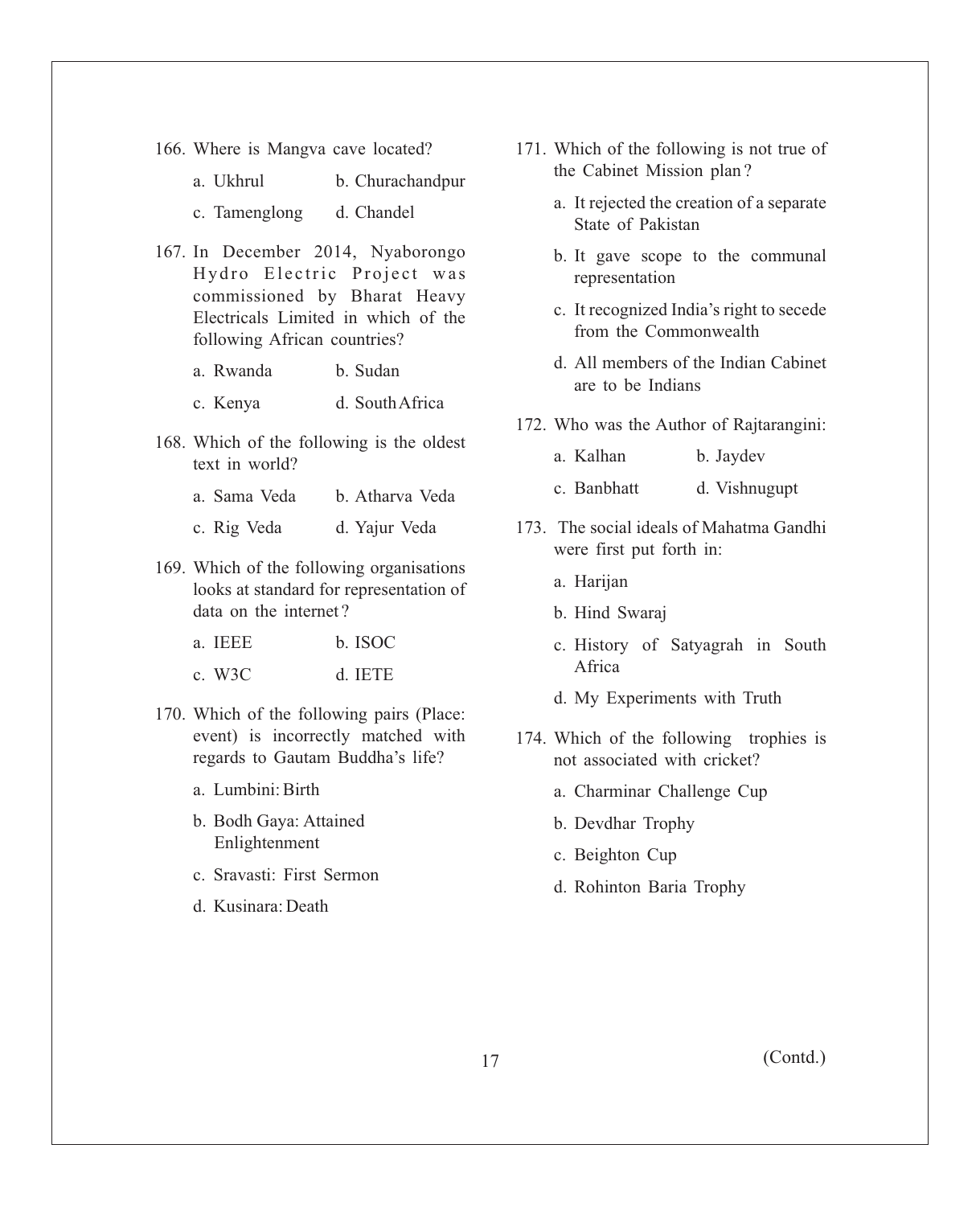166. Where is Mangva cave located?

   a. Ukhrul  b. Churachandpur

   c. Tamenglong  d. Chandel

167. In December 2014, Nyaborongo Hydro Electric Project was commissioned by Bharat Heavy Electricals Limited in which of the following African countries?

   a. Rwanda  b. Sudan

   c. Kenya  d. South Africa

168. Which of the following is the oldest text in world?

   a. Sama Veda  b. Atharva Veda

   c. Rig Veda  d. Yajur Veda

169. Which of the following organisations looks at standard for representation of data on the internet?

   a. IEEE  b. ISOC

   c. W3C  d. IETE

170. Which of the following pairs (Place: event) is incorrectly matched with regards to Gautam Buddha's life?

   a. Lumbini: Birth

   b. Bodh Gaya: Attained Enlightenment

   c. Sravasti: First Sermon

   d. Kusinara: Death

171. Which of the following is not true of the Cabinet Mission plan?

   a. It rejected the creation of a separate State of Pakistan

   b. It gave scope to the communal representation

   c. It recognized India's right to secede from the Commonwealth

   d. All members of the Indian Cabinet are to be Indians

172. Who was the Author of Rajtarangini:

   a. Kalhan  b. Jaydev

   c. Banbhatt  d. Vishnugupt

173. The social ideals of Mahatma Gandhi were first put forth in:

   a. Harijan

   b. Hind Swaraj

   c. History of Satyagrah in South Africa

   d. My Experiments with Truth

174. Which of the following trophies is not associated with cricket?

   a. Charminar Challenge Cup

   b. Devdhar Trophy

   c. Beighton Cup

   d. Rohinton Baria Trophy

(Contd.)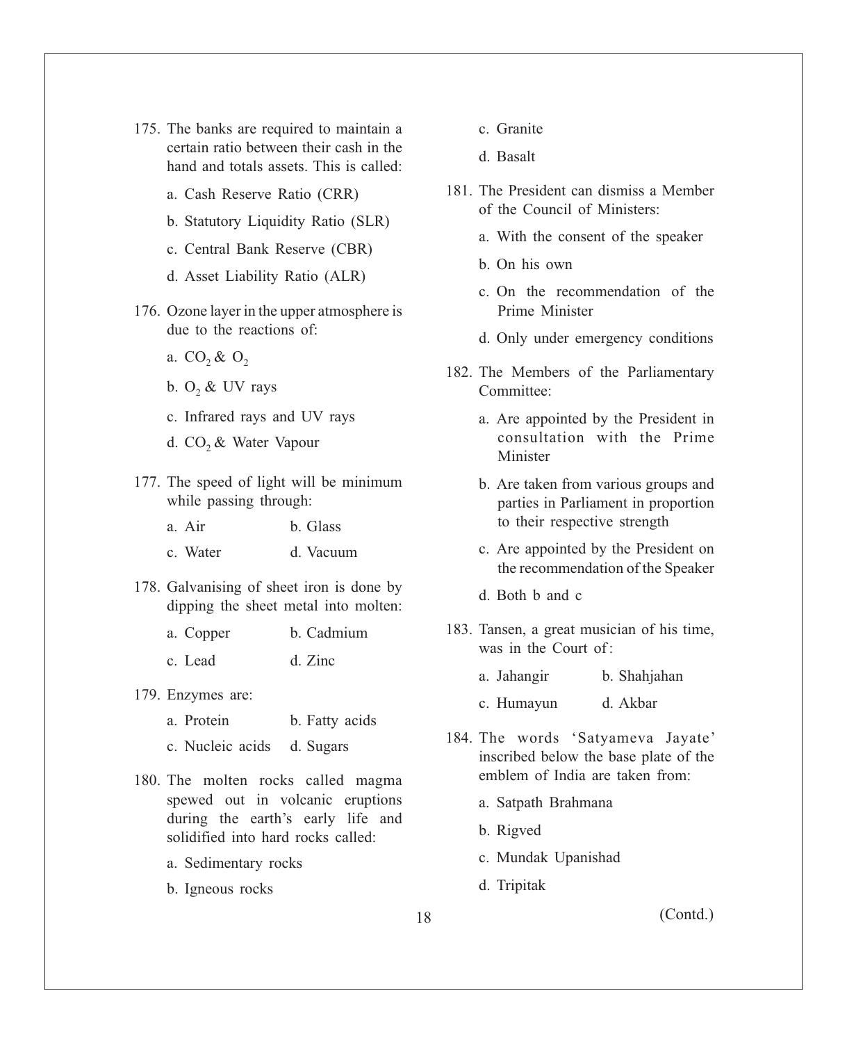175. The banks are required to maintain a certain ratio between their cash in the hand and totals assets. This is called:

a. Cash Reserve Ratio (CRR)

b. Statutory Liquidity Ratio (SLR)

c. Central Bank Reserve (CBR)

d. Asset Liability Ratio (ALR)

176. Ozone layer in the upper atmosphere is due to the reactions of:

a. $CO_2$ & $O_2$

b. $O_2$ & UV rays

c. Infrared rays and UV rays

d. $CO_2$ & Water Vapour

177. The speed of light will be minimum while passing through:

a. Air  b. Glass

c. Water  d. Vacuum

178. Galvanising of sheet iron is done by dipping the sheet metal into molten:

a. Copper  b. Cadmium

c. Lead  d. Zinc

179. Enzymes are:

a. Protein  b. Fatty acids

c. Nucleic acids  d. Sugars

180. The molten rocks called magma spewed out in volcanic eruptions during the earth's early life and solidified into hard rocks called:

a. Sedimentary rocks

b. Igneous rocks

c. Granite

d. Basalt

181. The President can dismiss a Member of the Council of Ministers:

a. With the consent of the speaker

b. On his own

c. On the recommendation of the Prime Minister

d. Only under emergency conditions

182. The Members of the Parliamentary Committee:

a. Are appointed by the President in consultation with the Prime Minister

b. Are taken from various groups and parties in Parliament in proportion to their respective strength

c. Are appointed by the President on the recommendation of the Speaker

d. Both b and c

183. Tansen, a great musician of his time, was in the Court of:

a. Jahangir  b. Shahjahan

c. Humayun  d. Akbar

184. The words 'Satyameva Jayate' inscribed below the base plate of the emblem of India are taken from:

a. Satpath Brahmana

b. Rigved

c. Mundak Upanishad

d. Tripitak

(Contd.)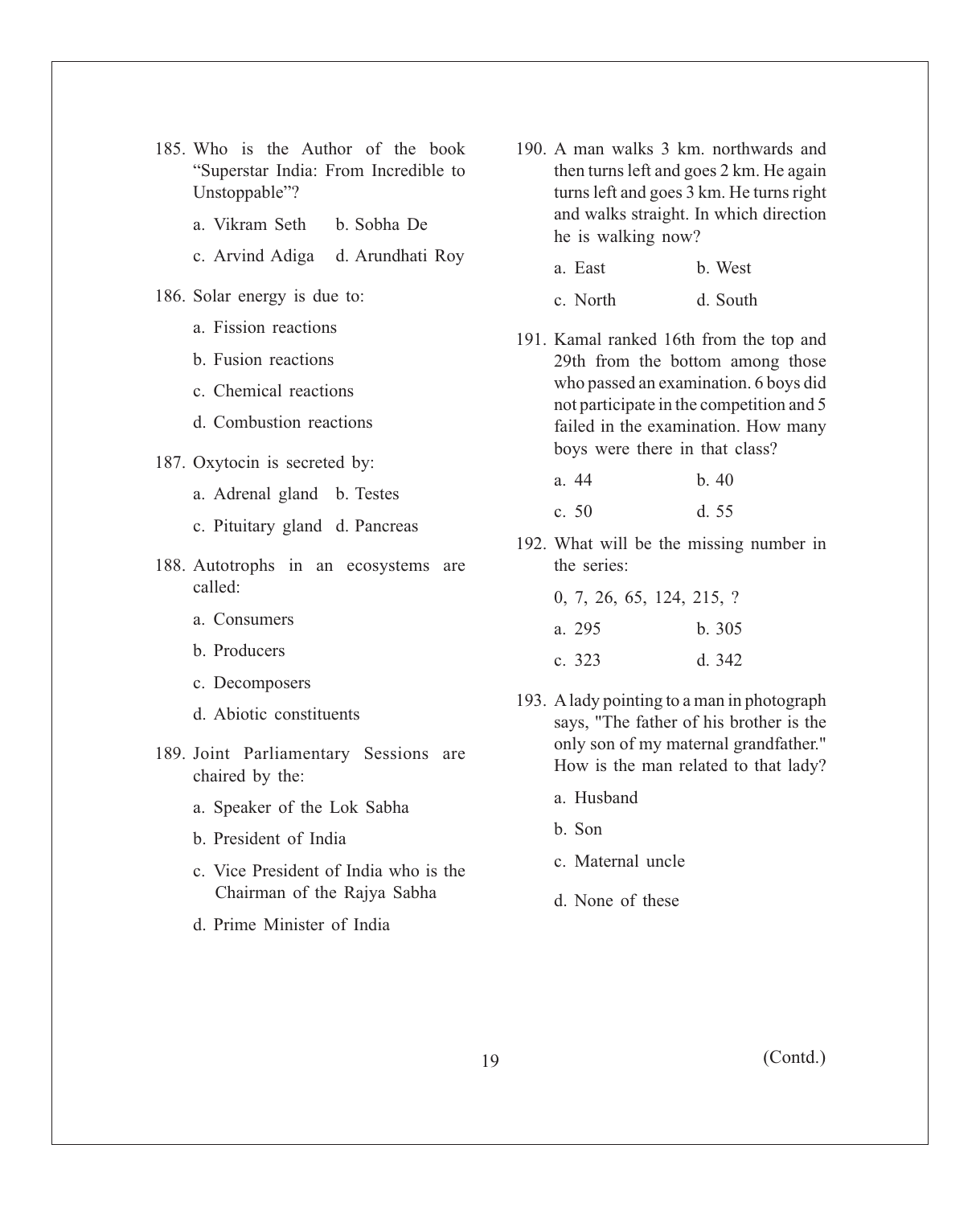185. Who is the Author of the book "Superstar India: From Incredible to Unstoppable"?

   a. Vikram Seth  b. Sobha De

   c. Arvind Adiga  d. Arundhati Roy

186. Solar energy is due to:

   a. Fission reactions

   b. Fusion reactions

   c. Chemical reactions

   d. Combustion reactions

187. Oxytocin is secreted by:

   a. Adrenal gland  b. Testes

   c. Pituitary gland  d. Pancreas

188. Autotrophs in an ecosystems are called:

   a. Consumers

   b. Producers

   c. Decomposers

   d. Abiotic constituents

189. Joint Parliamentary Sessions are chaired by the:

   a. Speaker of the Lok Sabha

   b. President of India

   c. Vice President of India who is the Chairman of the Rajya Sabha

   d. Prime Minister of India

190. A man walks 3 km. northwards and then turns left and goes 2 km. He again turns left and goes 3 km. He turns right and walks straight. In which direction he is walking now?

   a. East  b. West

   c. North  d. South

191. Kamal ranked 16th from the top and 29th from the bottom among those who passed an examination. 6 boys did not participate in the competition and 5 failed in the examination. How many boys were there in that class?

   a. 44  b. 40

   c. 50  d. 55

192. What will be the missing number in the series:

   0, 7, 26, 65, 124, 215, ?

   a. 295  b. 305

   c. 323  d. 342

193. A lady pointing to a man in photograph says, "The father of his brother is the only son of my maternal grandfather." How is the man related to that lady?

   a. Husband

   b. Son

   c. Maternal uncle

   d. None of these

(Contd.)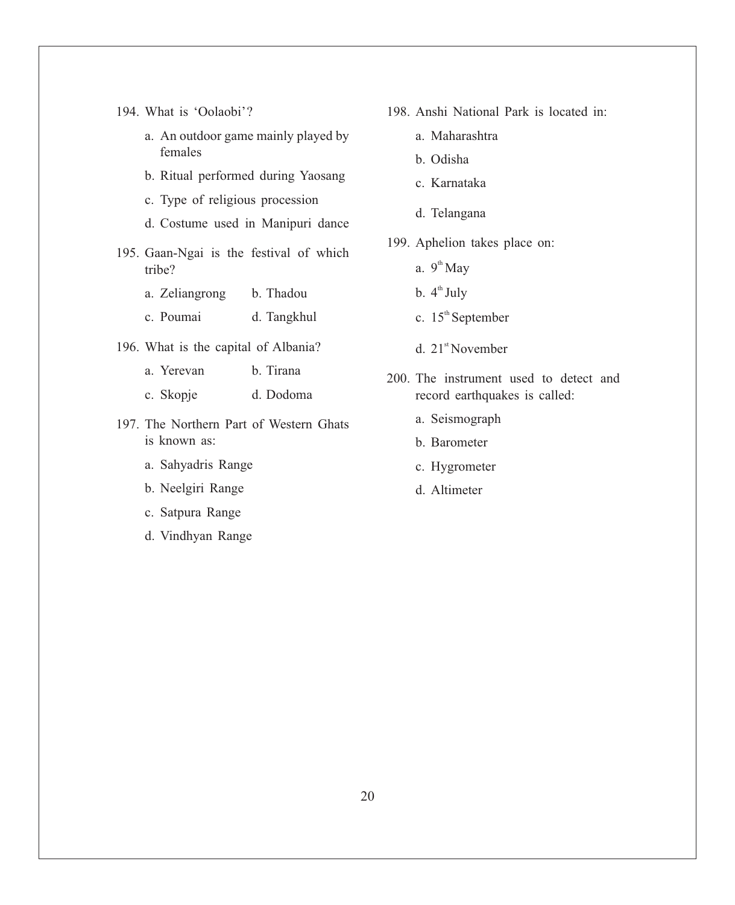194. What is 'Oolaobi'?

a. An outdoor game mainly played by females

b. Ritual performed during Yaosang

c. Type of religious procession

d. Costume used in Manipuri dance

195. Gaan-Ngai is the festival of which tribe?

a. Zeliangrong b. Thadou

c. Poumai d. Tangkhul

196. What is the capital of Albania?

a. Yerevan b. Tirana

c. Skopje d. Dodoma

197. The Northern Part of Western Ghats is known as:

a. Sahyadris Range

b. Neelgiri Range

c. Satpura Range

d. Vindhyan Range

198. Anshi National Park is located in:

a. Maharashtra

b. Odisha

c. Karnataka

d. Telangana

199. Aphelion takes place on:

a. 9th May

b. 4th July

c. 15th September

d. 21st November

200. The instrument used to detect and record earthquakes is called:

a. Seismograph

b. Barometer

c. Hygrometer

d. Altimeter